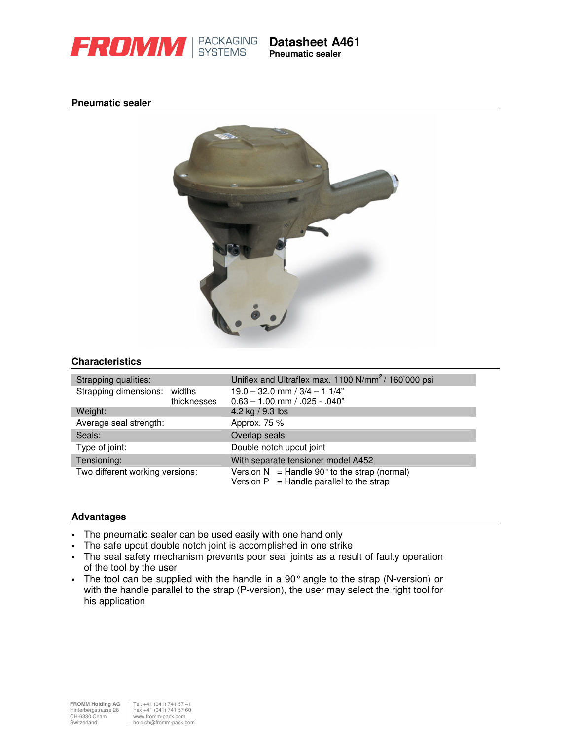# FROMM PACKAGING SYSTEMS

**Datasheet A461**
**Pneumatic sealer**

## Pneumatic sealer

## Characteristics

| | | |
|---|---|---|
| Strapping qualities: | | Uniflex and Ultraflex max. 1100 N/mm$^2$ / 160'000 psi |
| Strapping dimensions: | widths | 19.0 – 32.0 mm / 3/4 – 1 1/4" |
| | thicknesses | 0.63 – 1.00 mm / .025 - .040" |
| Weight: | | 4.2 kg / 9.3 lbs |
| Average seal strength: | | Approx. 75 % |
| Seals: | | Overlap seals |
| Type of joint: | | Double notch upcut joint |
| Tensioning: | | With separate tensioner model A452 |
| Two different working versions: | | Version N = Handle 90° to the strap (normal) |
| | | Version P = Handle parallel to the strap |

## Advantages

- The pneumatic sealer can be used easily with one hand only
- The safe upcut double notch joint is accomplished in one strike
- The seal safety mechanism prevents poor seal joints as a result of faulty operation of the tool by the user
- The tool can be supplied with the handle in a 90° angle to the strap (N-version) or with the handle parallel to the strap (P-version), the user may select the right tool for his application

**FROMM Holding AG**
Hinterbergstrasse 26
CH-6330 Cham
Switzerland

Tel. +41 (041) 741 57 41
Fax +41 (041) 741 57 60
www.fromm-pack.com
hold.ch@fromm-pack.com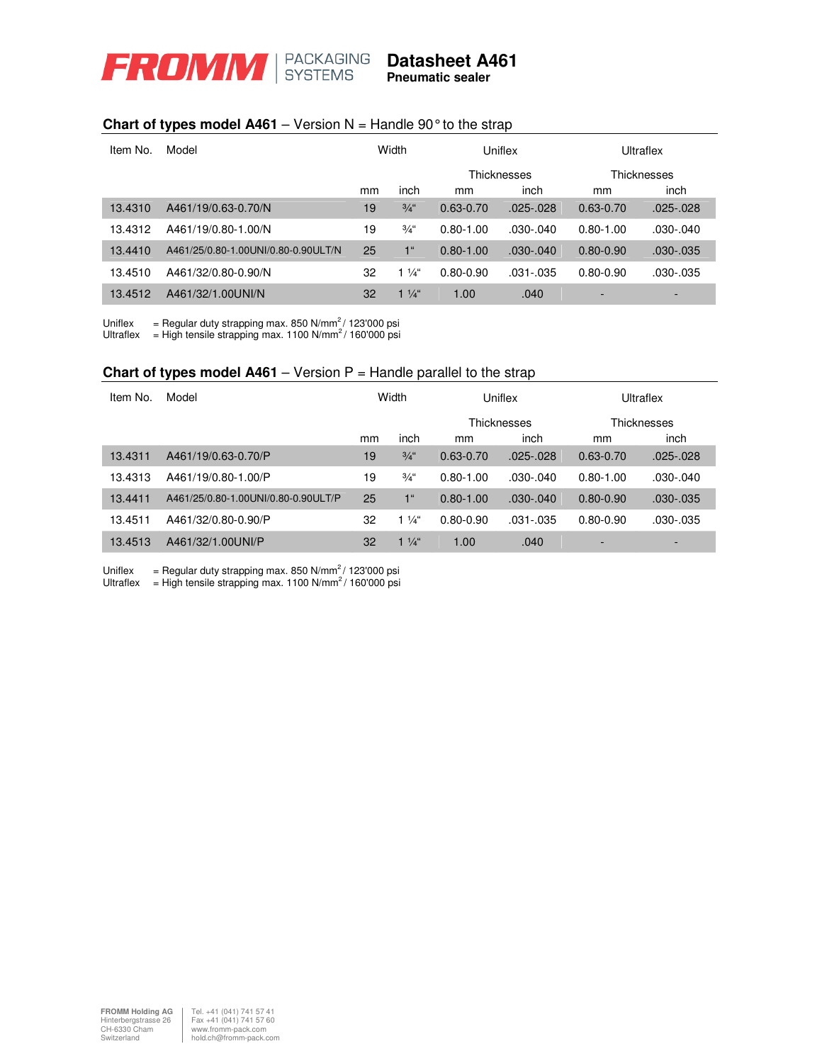# FROMM PACKAGING SYSTEMS

## Datasheet A461
**Pneumatic sealer**

### Chart of types model A461 – Version N = Handle 90° to the strap

| Item No. | Model | Width | | Uniflex Thicknesses | | Ultraflex Thicknesses | |
|---|---|---|---|---|---|---|---|
| | | mm | inch | mm | inch | mm | inch |
| 13.4310 | A461/19/0.63-0.70/N | 19 | ¾" | 0.63-0.70 | .025-.028 | 0.63-0.70 | .025-.028 |
| 13.4312 | A461/19/0.80-1.00/N | 19 | ¾" | 0.80-1.00 | .030-.040 | 0.80-1.00 | .030-.040 |
| 13.4410 | A461/25/0.80-1.00UNI/0.80-0.90ULT/N | 25 | 1" | 0.80-1.00 | .030-.040 | 0.80-0.90 | .030-.035 |
| 13.4510 | A461/32/0.80-0.90/N | 32 | 1 ¼" | 0.80-0.90 | .031-.035 | 0.80-0.90 | .030-.035 |
| 13.4512 | A461/32/1.00UNI/N | 32 | 1 ¼" | 1.00 | .040 | - | - |

Uniflex = Regular duty strapping max. 850 N/mm$^2$ / 123'000 psi
Ultraflex = High tensile strapping max. 1100 N/mm$^2$ / 160'000 psi

### Chart of types model A461 – Version P = Handle parallel to the strap

| Item No. | Model | Width | | Uniflex Thicknesses | | Ultraflex Thicknesses | |
|---|---|---|---|---|---|---|---|
| | | mm | inch | mm | inch | mm | inch |
| 13.4311 | A461/19/0.63-0.70/P | 19 | ¾" | 0.63-0.70 | .025-.028 | 0.63-0.70 | .025-.028 |
| 13.4313 | A461/19/0.80-1.00/P | 19 | ¾" | 0.80-1.00 | .030-.040 | 0.80-1.00 | .030-.040 |
| 13.4411 | A461/25/0.80-1.00UNI/0.80-0.90ULT/P | 25 | 1" | 0.80-1.00 | .030-.040 | 0.80-0.90 | .030-.035 |
| 13.4511 | A461/32/0.80-0.90/P | 32 | 1 ¼" | 0.80-0.90 | .031-.035 | 0.80-0.90 | .030-.035 |
| 13.4513 | A461/32/1.00UNI/P | 32 | 1 ¼" | 1.00 | .040 | - | - |

Uniflex = Regular duty strapping max. 850 N/mm$^2$ / 123'000 psi
Ultraflex = High tensile strapping max. 1100 N/mm$^2$ / 160'000 psi

**FROMM Holding AG**
Hinterbergstrasse 26
CH-6330 Cham
Switzerland

Tel. +41 (041) 741 57 41
Fax +41 (041) 741 57 60
www.fromm-pack.com
hold.ch@fromm-pack.com